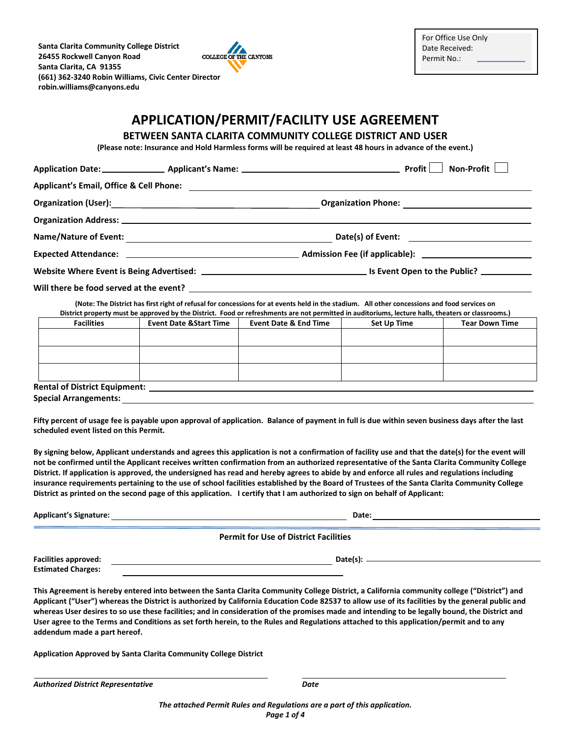**Santa Clarita Community College District**
**26455 Rockwell Canyon Road**
**Santa Clarita, CA 91355**
**(661) 362-3240 Robin Williams, Civic Center Director**
**robin.williams@canyons.edu**

For Office Use Only
Date Received:
Permit No.: ____________

# APPLICATION/PERMIT/FACILITY USE AGREEMENT

## BETWEEN SANTA CLARITA COMMUNITY COLLEGE DISTRICT AND USER

**(Please note: Insurance and Hold Harmless forms will be required at least 48 hours in advance of the event.)**

**Application Date:** ____________ **Applicant's Name:** ______________________________ **Profit** ☐ **Non-Profit** ☐

**Applicant's Email, Office & Cell Phone:** ______________________________________________

**Organization (User):** ______________________________ **Organization Phone:** ____________________

**Organization Address:** ______________________________________________

**Name/Nature of Event:** ______________________________ **Date(s) of Event:** ____________________

**Expected Attendance:** ______________________________ **Admission Fee (if applicable):** ____________________

**Website Where Event is Being Advertised:** ______________________________ **Is Event Open to the Public?** __________

**Will there be food served at the event?** ______________________________________________

**(Note: The District has first right of refusal for concessions for at events held in the stadium. All other concessions and food services on District property must be approved by the District. Food or refreshments are not permitted in auditoriums, lecture halls, theaters or classrooms.)**

| Facilities | Event Date &Start Time | Event Date & End Time | Set Up Time | Tear Down Time |
|---|---|---|---|---|
| | | | | |
| | | | | |
| | | | | |

**Rental of District Equipment:** ______________________________________________

**Special Arrangements:** ______________________________________________

**Fifty percent of usage fee is payable upon approval of application. Balance of payment in full is due within seven business days after the last scheduled event listed on this Permit.**

**By signing below, Applicant understands and agrees this application is not a confirmation of facility use and that the date(s) for the event will not be confirmed until the Applicant receives written confirmation from an authorized representative of the Santa Clarita Community College District. If application is approved, the undersigned has read and hereby agrees to abide by and enforce all rules and regulations including insurance requirements pertaining to the use of school facilities established by the Board of Trustees of the Santa Clarita Community College District as printed on the second page of this application. I certify that I am authorized to sign on behalf of Applicant:**

**Applicant's Signature:** ______________________________ **Date:** ____________________

---

**Permit for Use of District Facilities**

**Facilities approved:** ______________________________ **Date(s):** ____________________
**Estimated Charges:** ______________________________

**This Agreement is hereby entered into between the Santa Clarita Community College District, a California community college ("District") and Applicant ("User") whereas the District is authorized by California Education Code 82537 to allow use of its facilities by the general public and whereas User desires to so use these facilities; and in consideration of the promises made and intending to be legally bound, the District and User agree to the Terms and Conditions as set forth herein, to the Rules and Regulations attached to this application/permit and to any addendum made a part hereof.**

**Application Approved by Santa Clarita Community College District**

______________________________ ______________________________
***Authorized District Representative*** ***Date***

***The attached Permit Rules and Regulations are a part of this application.***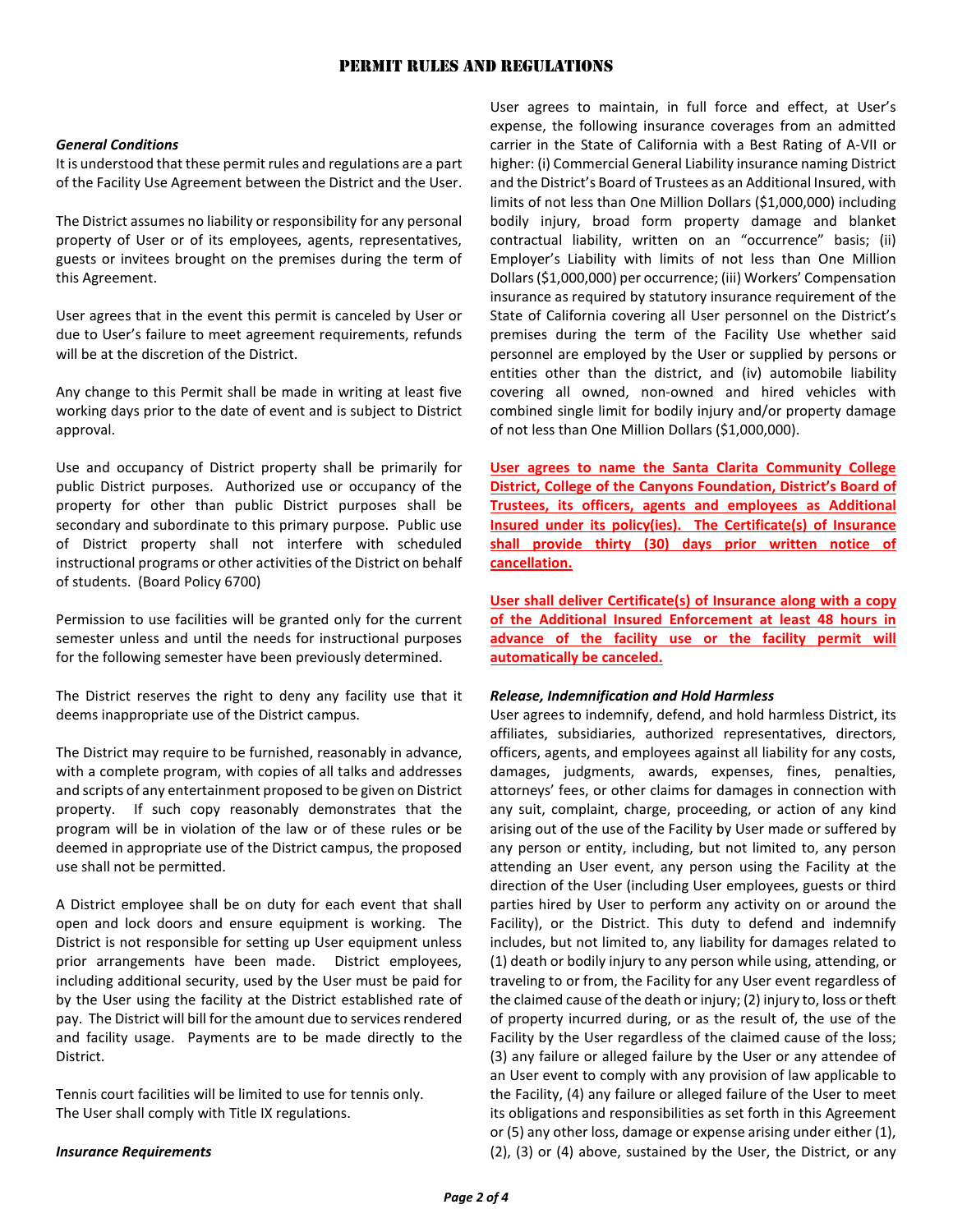# PERMIT RULES AND REGULATIONS

***General Conditions***

It is understood that these permit rules and regulations are a part of the Facility Use Agreement between the District and the User.

The District assumes no liability or responsibility for any personal property of User or of its employees, agents, representatives, guests or invitees brought on the premises during the term of this Agreement.

User agrees that in the event this permit is canceled by User or due to User's failure to meet agreement requirements, refunds will be at the discretion of the District.

Any change to this Permit shall be made in writing at least five working days prior to the date of event and is subject to District approval.

Use and occupancy of District property shall be primarily for public District purposes. Authorized use or occupancy of the property for other than public District purposes shall be secondary and subordinate to this primary purpose. Public use of District property shall not interfere with scheduled instructional programs or other activities of the District on behalf of students. (Board Policy 6700)

Permission to use facilities will be granted only for the current semester unless and until the needs for instructional purposes for the following semester have been previously determined.

The District reserves the right to deny any facility use that it deems inappropriate use of the District campus.

The District may require to be furnished, reasonably in advance, with a complete program, with copies of all talks and addresses and scripts of any entertainment proposed to be given on District property. If such copy reasonably demonstrates that the program will be in violation of the law or of these rules or be deemed in appropriate use of the District campus, the proposed use shall not be permitted.

A District employee shall be on duty for each event that shall open and lock doors and ensure equipment is working. The District is not responsible for setting up User equipment unless prior arrangements have been made. District employees, including additional security, used by the User must be paid for by the User using the facility at the District established rate of pay. The District will bill for the amount due to services rendered and facility usage. Payments are to be made directly to the District.

Tennis court facilities will be limited to use for tennis only.
The User shall comply with Title IX regulations.

***Insurance Requirements***

User agrees to maintain, in full force and effect, at User's expense, the following insurance coverages from an admitted carrier in the State of California with a Best Rating of A-VII or higher: (i) Commercial General Liability insurance naming District and the District's Board of Trustees as an Additional Insured, with limits of not less than One Million Dollars ($1,000,000) including bodily injury, broad form property damage and blanket contractual liability, written on an "occurrence" basis; (ii) Employer's Liability with limits of not less than One Million Dollars ($1,000,000) per occurrence; (iii) Workers' Compensation insurance as required by statutory insurance requirement of the State of California covering all User personnel on the District's premises during the term of the Facility Use whether said personnel are employed by the User or supplied by persons or entities other than the district, and (iv) automobile liability covering all owned, non-owned and hired vehicles with combined single limit for bodily injury and/or property damage of not less than One Million Dollars ($1,000,000).

**User agrees to name the Santa Clarita Community College District, College of the Canyons Foundation, District's Board of Trustees, its officers, agents and employees as Additional Insured under its policy(ies). The Certificate(s) of Insurance shall provide thirty (30) days prior written notice of cancellation.**

**User shall deliver Certificate(s) of Insurance along with a copy of the Additional Insured Enforcement at least 48 hours in advance of the facility use or the facility permit will automatically be canceled.**

***Release, Indemnification and Hold Harmless***

User agrees to indemnify, defend, and hold harmless District, its affiliates, subsidiaries, authorized representatives, directors, officers, agents, and employees against all liability for any costs, damages, judgments, awards, expenses, fines, penalties, attorneys' fees, or other claims for damages in connection with any suit, complaint, charge, proceeding, or action of any kind arising out of the use of the Facility by User made or suffered by any person or entity, including, but not limited to, any person attending an User event, any person using the Facility at the direction of the User (including User employees, guests or third parties hired by User to perform any activity on or around the Facility), or the District. This duty to defend and indemnify includes, but not limited to, any liability for damages related to (1) death or bodily injury to any person while using, attending, or traveling to or from, the Facility for any User event regardless of the claimed cause of the death or injury; (2) injury to, loss or theft of property incurred during, or as the result of, the use of the Facility by the User regardless of the claimed cause of the loss; (3) any failure or alleged failure by the User or any attendee of an User event to comply with any provision of law applicable to the Facility, (4) any failure or alleged failure of the User to meet its obligations and responsibilities as set forth in this Agreement or (5) any other loss, damage or expense arising under either (1), (2), (3) or (4) above, sustained by the User, the District, or any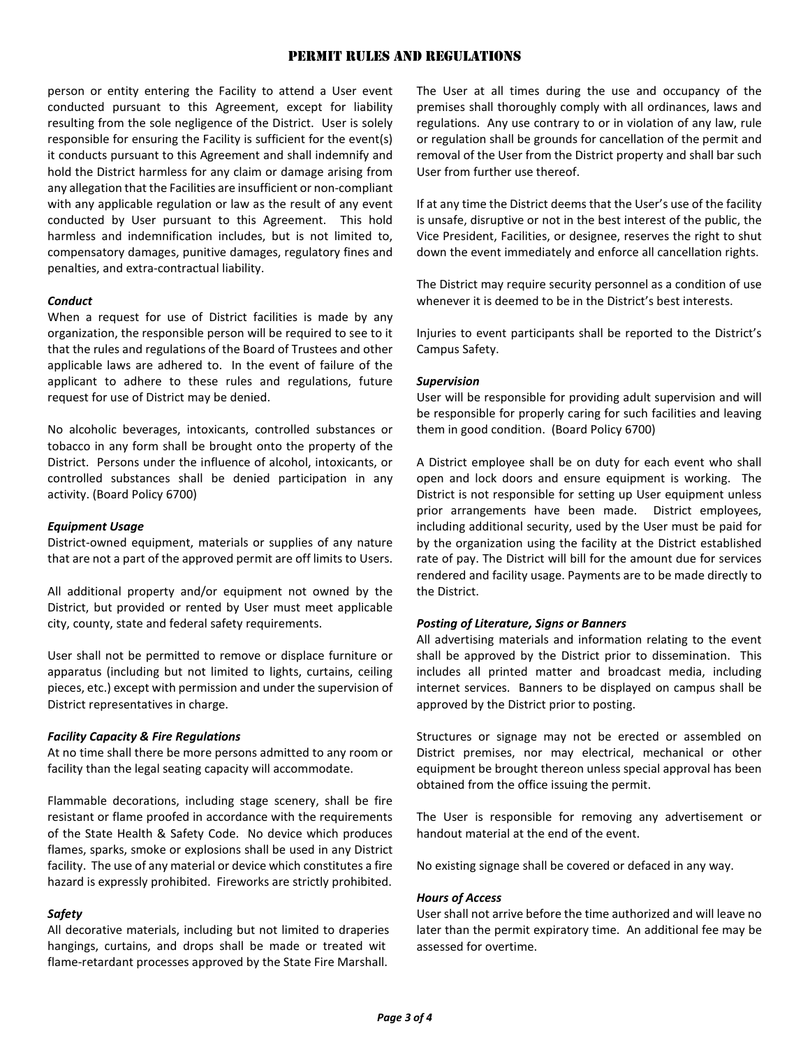person or entity entering the Facility to attend a User event conducted pursuant to this Agreement, except for liability resulting from the sole negligence of the District. User is solely responsible for ensuring the Facility is sufficient for the event(s) it conducts pursuant to this Agreement and shall indemnify and hold the District harmless for any claim or damage arising from any allegation that the Facilities are insufficient or non-compliant with any applicable regulation or law as the result of any event conducted by User pursuant to this Agreement. This hold harmless and indemnification includes, but is not limited to, compensatory damages, punitive damages, regulatory fines and penalties, and extra-contractual liability.

***Conduct***

When a request for use of District facilities is made by any organization, the responsible person will be required to see to it that the rules and regulations of the Board of Trustees and other applicable laws are adhered to. In the event of failure of the applicant to adhere to these rules and regulations, future request for use of District may be denied.

No alcoholic beverages, intoxicants, controlled substances or tobacco in any form shall be brought onto the property of the District. Persons under the influence of alcohol, intoxicants, or controlled substances shall be denied participation in any activity. (Board Policy 6700)

***Equipment Usage***

District-owned equipment, materials or supplies of any nature that are not a part of the approved permit are off limits to Users.

All additional property and/or equipment not owned by the District, but provided or rented by User must meet applicable city, county, state and federal safety requirements.

User shall not be permitted to remove or displace furniture or apparatus (including but not limited to lights, curtains, ceiling pieces, etc.) except with permission and under the supervision of District representatives in charge.

***Facility Capacity & Fire Regulations***

At no time shall there be more persons admitted to any room or facility than the legal seating capacity will accommodate.

Flammable decorations, including stage scenery, shall be fire resistant or flame proofed in accordance with the requirements of the State Health & Safety Code. No device which produces flames, sparks, smoke or explosions shall be used in any District facility. The use of any material or device which constitutes a fire hazard is expressly prohibited. Fireworks are strictly prohibited.

***Safety***

All decorative materials, including but not limited to draperies hangings, curtains, and drops shall be made or treated wit flame-retardant processes approved by the State Fire Marshall.

The User at all times during the use and occupancy of the premises shall thoroughly comply with all ordinances, laws and regulations. Any use contrary to or in violation of any law, rule or regulation shall be grounds for cancellation of the permit and removal of the User from the District property and shall bar such User from further use thereof.

If at any time the District deems that the User's use of the facility is unsafe, disruptive or not in the best interest of the public, the Vice President, Facilities, or designee, reserves the right to shut down the event immediately and enforce all cancellation rights.

The District may require security personnel as a condition of use whenever it is deemed to be in the District's best interests.

Injuries to event participants shall be reported to the District's Campus Safety.

***Supervision***

User will be responsible for providing adult supervision and will be responsible for properly caring for such facilities and leaving them in good condition. (Board Policy 6700)

A District employee shall be on duty for each event who shall open and lock doors and ensure equipment is working. The District is not responsible for setting up User equipment unless prior arrangements have been made. District employees, including additional security, used by the User must be paid for by the organization using the facility at the District established rate of pay. The District will bill for the amount due for services rendered and facility usage. Payments are to be made directly to the District.

***Posting of Literature, Signs or Banners***

All advertising materials and information relating to the event shall be approved by the District prior to dissemination. This includes all printed matter and broadcast media, including internet services. Banners to be displayed on campus shall be approved by the District prior to posting.

Structures or signage may not be erected or assembled on District premises, nor may electrical, mechanical or other equipment be brought thereon unless special approval has been obtained from the office issuing the permit.

The User is responsible for removing any advertisement or handout material at the end of the event.

No existing signage shall be covered or defaced in any way.

***Hours of Access***

User shall not arrive before the time authorized and will leave no later than the permit expiratory time. An additional fee may be assessed for overtime.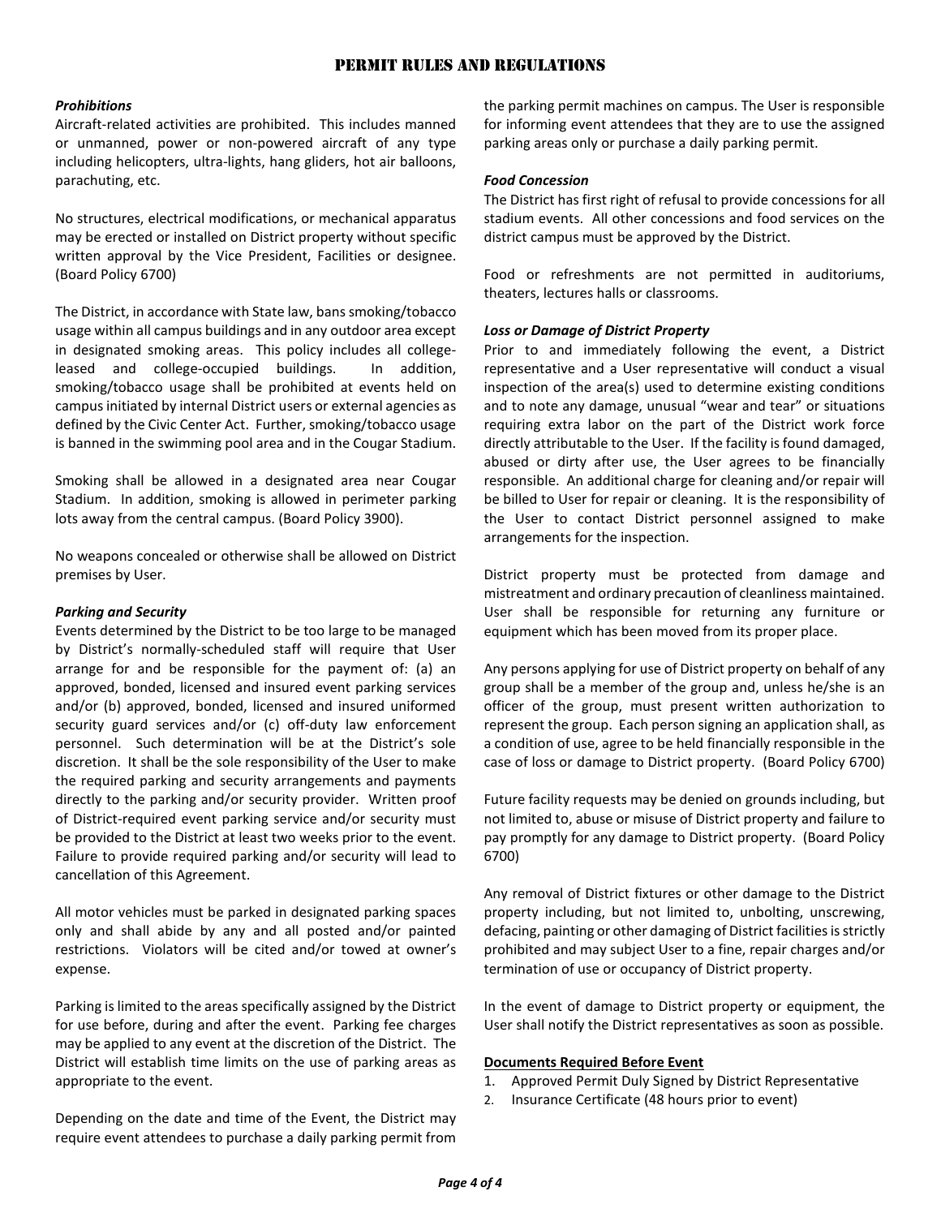# PERMIT RULES AND REGULATIONS

***Prohibitions***

Aircraft-related activities are prohibited. This includes manned or unmanned, power or non-powered aircraft of any type including helicopters, ultra-lights, hang gliders, hot air balloons, parachuting, etc.

No structures, electrical modifications, or mechanical apparatus may be erected or installed on District property without specific written approval by the Vice President, Facilities or designee. (Board Policy 6700)

The District, in accordance with State law, bans smoking/tobacco usage within all campus buildings and in any outdoor area except in designated smoking areas. This policy includes all college-leased and college-occupied buildings. In addition, smoking/tobacco usage shall be prohibited at events held on campus initiated by internal District users or external agencies as defined by the Civic Center Act. Further, smoking/tobacco usage is banned in the swimming pool area and in the Cougar Stadium.

Smoking shall be allowed in a designated area near Cougar Stadium. In addition, smoking is allowed in perimeter parking lots away from the central campus. (Board Policy 3900).

No weapons concealed or otherwise shall be allowed on District premises by User.

***Parking and Security***

Events determined by the District to be too large to be managed by District's normally-scheduled staff will require that User arrange for and be responsible for the payment of: (a) an approved, bonded, licensed and insured event parking services and/or (b) approved, bonded, licensed and insured uniformed security guard services and/or (c) off-duty law enforcement personnel. Such determination will be at the District's sole discretion. It shall be the sole responsibility of the User to make the required parking and security arrangements and payments directly to the parking and/or security provider. Written proof of District-required event parking service and/or security must be provided to the District at least two weeks prior to the event. Failure to provide required parking and/or security will lead to cancellation of this Agreement.

All motor vehicles must be parked in designated parking spaces only and shall abide by any and all posted and/or painted restrictions. Violators will be cited and/or towed at owner's expense.

Parking is limited to the areas specifically assigned by the District for use before, during and after the event. Parking fee charges may be applied to any event at the discretion of the District. The District will establish time limits on the use of parking areas as appropriate to the event.

Depending on the date and time of the Event, the District may require event attendees to purchase a daily parking permit from the parking permit machines on campus. The User is responsible for informing event attendees that they are to use the assigned parking areas only or purchase a daily parking permit.

***Food Concession***

The District has first right of refusal to provide concessions for all stadium events. All other concessions and food services on the district campus must be approved by the District.

Food or refreshments are not permitted in auditoriums, theaters, lectures halls or classrooms.

***Loss or Damage of District Property***

Prior to and immediately following the event, a District representative and a User representative will conduct a visual inspection of the area(s) used to determine existing conditions and to note any damage, unusual "wear and tear" or situations requiring extra labor on the part of the District work force directly attributable to the User. If the facility is found damaged, abused or dirty after use, the User agrees to be financially responsible. An additional charge for cleaning and/or repair will be billed to User for repair or cleaning. It is the responsibility of the User to contact District personnel assigned to make arrangements for the inspection.

District property must be protected from damage and mistreatment and ordinary precaution of cleanliness maintained. User shall be responsible for returning any furniture or equipment which has been moved from its proper place.

Any persons applying for use of District property on behalf of any group shall be a member of the group and, unless he/she is an officer of the group, must present written authorization to represent the group. Each person signing an application shall, as a condition of use, agree to be held financially responsible in the case of loss or damage to District property. (Board Policy 6700)

Future facility requests may be denied on grounds including, but not limited to, abuse or misuse of District property and failure to pay promptly for any damage to District property. (Board Policy 6700)

Any removal of District fixtures or other damage to the District property including, but not limited to, unbolting, unscrewing, defacing, painting or other damaging of District facilities is strictly prohibited and may subject User to a fine, repair charges and/or termination of use or occupancy of District property.

In the event of damage to District property or equipment, the User shall notify the District representatives as soon as possible.

**Documents Required Before Event**

1. Approved Permit Duly Signed by District Representative
2. Insurance Certificate (48 hours prior to event)